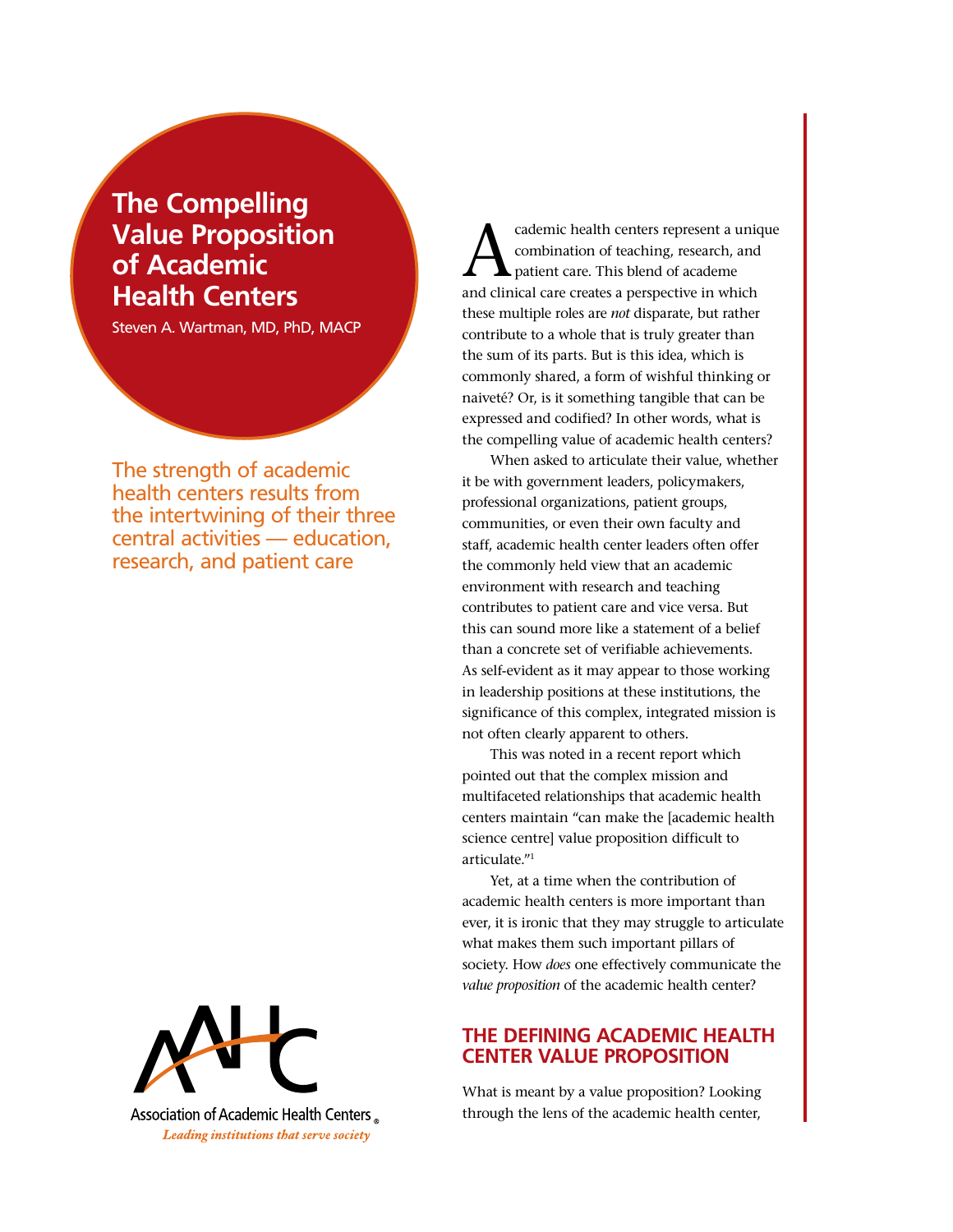# The Compelling Value Proposition of Academic Health Centers

Steven A. Wartman, MD, PhD, MACP

The strength of academic health centers results from the intertwining of their three central activities — education, research, and patient care

Academic health centers represent a unique combination of teaching, research, and patient care. This blend of academe and clinical care creates a perspective in which these multiple roles are *not* disparate, but rather contribute to a whole that is truly greater than the sum of its parts. But is this idea, which is commonly shared, a form of wishful thinking or naiveté? Or, is it something tangible that can be expressed and codified? In other words, what is the compelling value of academic health centers?

When asked to articulate their value, whether it be with government leaders, policymakers, professional organizations, patient groups, communities, or even their own faculty and staff, academic health center leaders often offer the commonly held view that an academic environment with research and teaching contributes to patient care and vice versa. But this can sound more like a statement of a belief than a concrete set of verifiable achievements. As self-evident as it may appear to those working in leadership positions at these institutions, the significance of this complex, integrated mission is not often clearly apparent to others.

This was noted in a recent report which pointed out that the complex mission and multifaceted relationships that academic health centers maintain "can make the [academic health science centre] value proposition difficult to articulate."[1]

Yet, at a time when the contribution of academic health centers is more important than ever, it is ironic that they may struggle to articulate what makes them such important pillars of society. How *does* one effectively communicate the *value proposition* of the academic health center?

## THE DEFINING ACADEMIC HEALTH CENTER VALUE PROPOSITION

What is meant by a value proposition? Looking through the lens of the academic health center,

Association of Academic Health Centers®
*Leading institutions that serve society*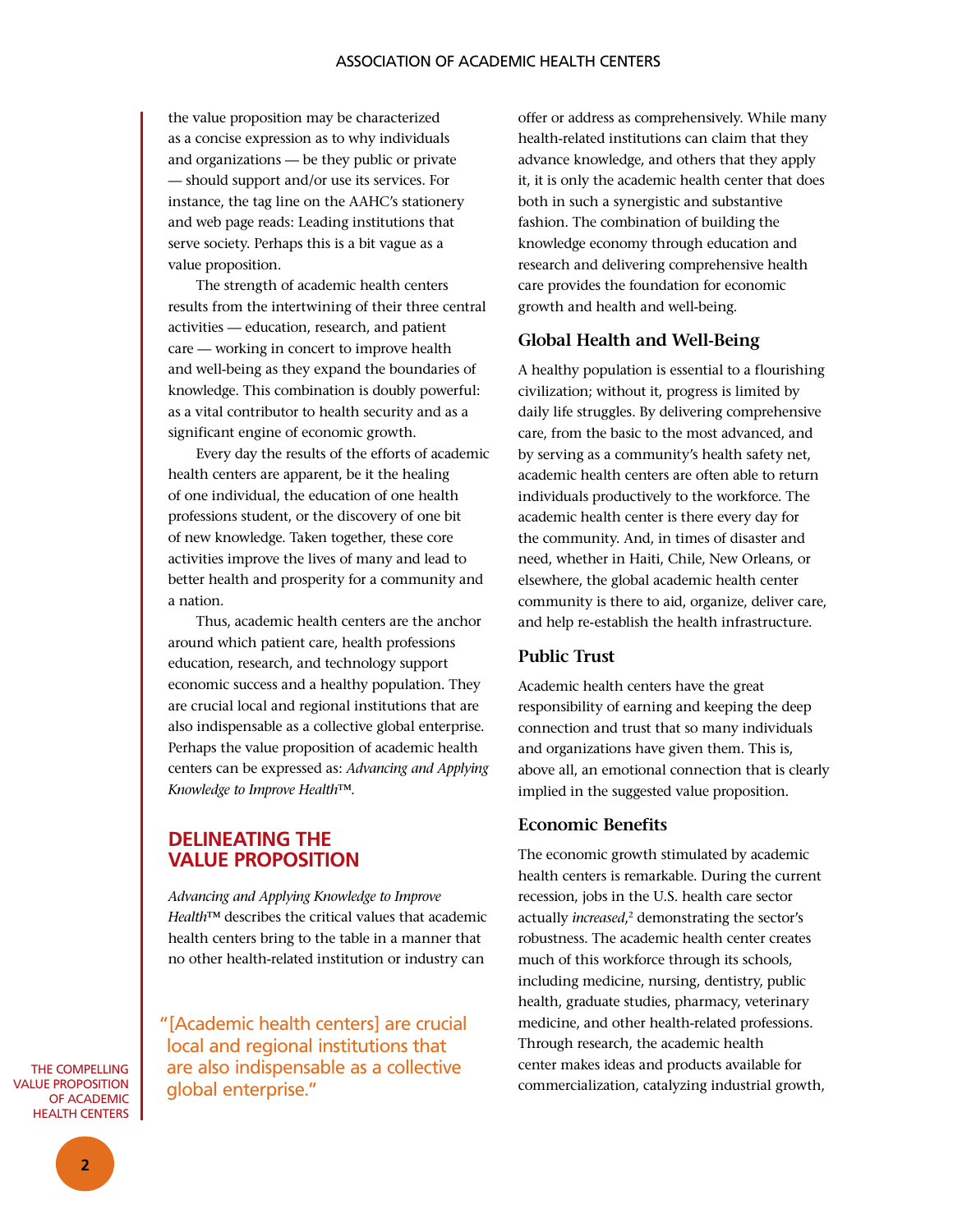the value proposition may be characterized as a concise expression as to why individuals and organizations — be they public or private — should support and/or use its services. For instance, the tag line on the AAHC's stationery and web page reads: Leading institutions that serve society. Perhaps this is a bit vague as a value proposition.

The strength of academic health centers results from the intertwining of their three central activities — education, research, and patient care — working in concert to improve health and well-being as they expand the boundaries of knowledge. This combination is doubly powerful: as a vital contributor to health security and as a significant engine of economic growth.

Every day the results of the efforts of academic health centers are apparent, be it the healing of one individual, the education of one health professions student, or the discovery of one bit of new knowledge. Taken together, these core activities improve the lives of many and lead to better health and prosperity for a community and a nation.

Thus, academic health centers are the anchor around which patient care, health professions education, research, and technology support economic success and a healthy population. They are crucial local and regional institutions that are also indispensable as a collective global enterprise. Perhaps the value proposition of academic health centers can be expressed as: *Advancing and Applying Knowledge to Improve Health*™.

## DELINEATING THE VALUE PROPOSITION

*Advancing and Applying Knowledge to Improve Health*™ describes the critical values that academic health centers bring to the table in a manner that no other health-related institution or industry can offer or address as comprehensively. While many health-related institutions can claim that they advance knowledge, and others that they apply it, it is only the academic health center that does both in such a synergistic and substantive fashion. The combination of building the knowledge economy through education and research and delivering comprehensive health care provides the foundation for economic growth and health and well-being.

> "[Academic health centers] are crucial local and regional institutions that are also indispensable as a collective global enterprise."

### Global Health and Well-Being

A healthy population is essential to a flourishing civilization; without it, progress is limited by daily life struggles. By delivering comprehensive care, from the basic to the most advanced, and by serving as a community's health safety net, academic health centers are often able to return individuals productively to the workforce. The academic health center is there every day for the community. And, in times of disaster and need, whether in Haiti, Chile, New Orleans, or elsewhere, the global academic health center community is there to aid, organize, deliver care, and help re-establish the health infrastructure.

### Public Trust

Academic health centers have the great responsibility of earning and keeping the deep connection and trust that so many individuals and organizations have given them. This is, above all, an emotional connection that is clearly implied in the suggested value proposition.

### Economic Benefits

The economic growth stimulated by academic health centers is remarkable. During the current recession, jobs in the U.S. health care sector actually *increased*,[2] demonstrating the sector's robustness. The academic health center creates much of this workforce through its schools, including medicine, nursing, dentistry, public health, graduate studies, pharmacy, veterinary medicine, and other health-related professions. Through research, the academic health center makes ideas and products available for commercialization, catalyzing industrial growth,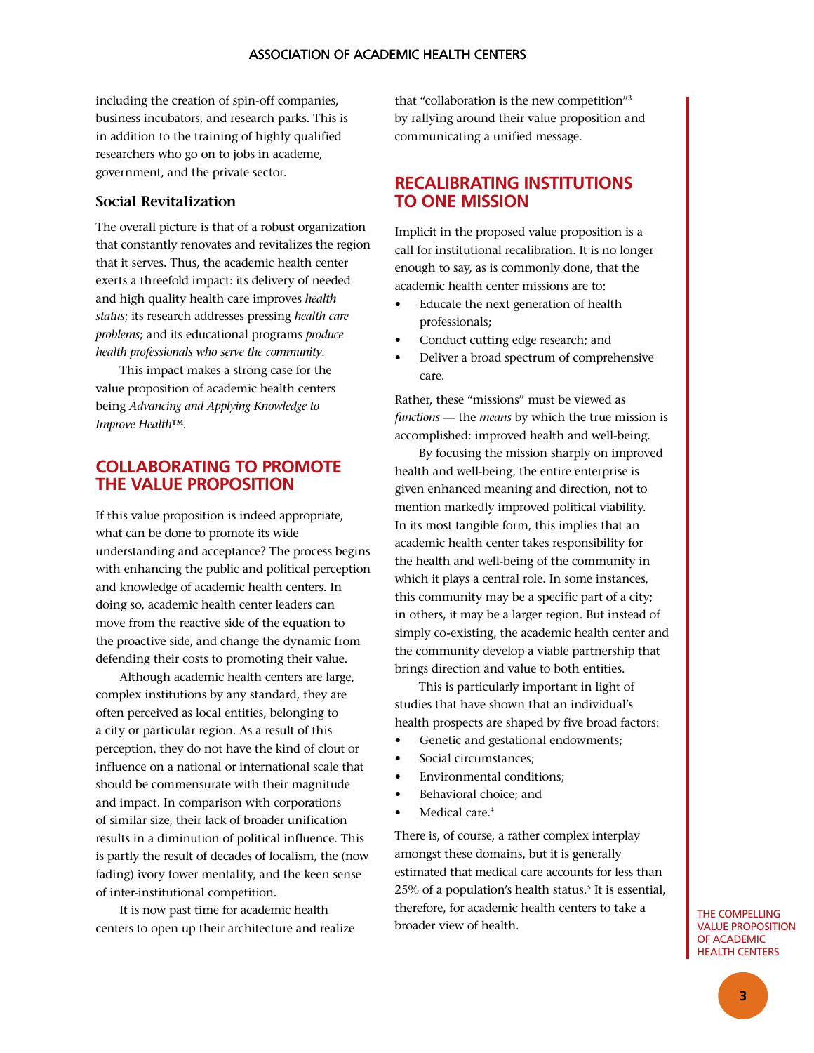including the creation of spin-off companies, business incubators, and research parks. This is in addition to the training of highly qualified researchers who go on to jobs in academe, government, and the private sector.

### Social Revitalization

The overall picture is that of a robust organization that constantly renovates and revitalizes the region that it serves. Thus, the academic health center exerts a threefold impact: its delivery of needed and high quality health care improves *health status*; its research addresses pressing *health care problems*; and its educational programs *produce health professionals who serve the community*.

This impact makes a strong case for the value proposition of academic health centers being *Advancing and Applying Knowledge to Improve Health*™.

## COLLABORATING TO PROMOTE THE VALUE PROPOSITION

If this value proposition is indeed appropriate, what can be done to promote its wide understanding and acceptance? The process begins with enhancing the public and political perception and knowledge of academic health centers. In doing so, academic health center leaders can move from the reactive side of the equation to the proactive side, and change the dynamic from defending their costs to promoting their value.

Although academic health centers are large, complex institutions by any standard, they are often perceived as local entities, belonging to a city or particular region. As a result of this perception, they do not have the kind of clout or influence on a national or international scale that should be commensurate with their magnitude and impact. In comparison with corporations of similar size, their lack of broader unification results in a diminution of political influence. This is partly the result of decades of localism, the (now fading) ivory tower mentality, and the keen sense of inter-institutional competition.

It is now past time for academic health centers to open up their architecture and realize that "collaboration is the new competition"[3] by rallying around their value proposition and communicating a unified message.

## RECALIBRATING INSTITUTIONS TO ONE MISSION

Implicit in the proposed value proposition is a call for institutional recalibration. It is no longer enough to say, as is commonly done, that the academic health center missions are to:

- Educate the next generation of health professionals;
- Conduct cutting edge research; and
- Deliver a broad spectrum of comprehensive care.

Rather, these "missions" must be viewed as *functions* — the *means* by which the true mission is accomplished: improved health and well-being.

By focusing the mission sharply on improved health and well-being, the entire enterprise is given enhanced meaning and direction, not to mention markedly improved political viability. In its most tangible form, this implies that an academic health center takes responsibility for the health and well-being of the community in which it plays a central role. In some instances, this community may be a specific part of a city; in others, it may be a larger region. But instead of simply co-existing, the academic health center and the community develop a viable partnership that brings direction and value to both entities.

This is particularly important in light of studies that have shown that an individual's health prospects are shaped by five broad factors:

- Genetic and gestational endowments;
- Social circumstances;
- Environmental conditions;
- Behavioral choice; and
- Medical care.[4]

There is, of course, a rather complex interplay amongst these domains, but it is generally estimated that medical care accounts for less than 25% of a population's health status.[5] It is essential, therefore, for academic health centers to take a broader view of health.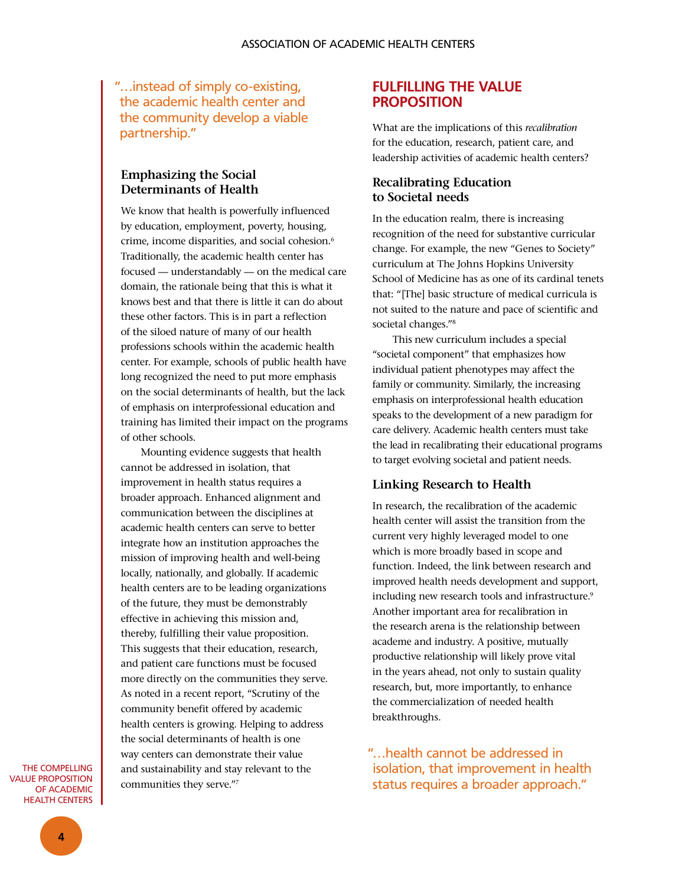"…instead of simply co-existing, the academic health center and the community develop a viable partnership."

### Emphasizing the Social Determinants of Health

We know that health is powerfully influenced by education, employment, poverty, housing, crime, income disparities, and social cohesion.[6] Traditionally, the academic health center has focused — understandably — on the medical care domain, the rationale being that this is what it knows best and that there is little it can do about these other factors. This is in part a reflection of the siloed nature of many of our health professions schools within the academic health center. For example, schools of public health have long recognized the need to put more emphasis on the social determinants of health, but the lack of emphasis on interprofessional education and training has limited their impact on the programs of other schools.

Mounting evidence suggests that health cannot be addressed in isolation, that improvement in health status requires a broader approach. Enhanced alignment and communication between the disciplines at academic health centers can serve to better integrate how an institution approaches the mission of improving health and well-being locally, nationally, and globally. If academic health centers are to be leading organizations of the future, they must be demonstrably effective in achieving this mission and, thereby, fulfilling their value proposition. This suggests that their education, research, and patient care functions must be focused more directly on the communities they serve. As noted in a recent report, "Scrutiny of the community benefit offered by academic health centers is growing. Helping to address the social determinants of health is one way centers can demonstrate their value and sustainability and stay relevant to the communities they serve."[7]

## FULFILLING THE VALUE PROPOSITION

What are the implications of this *recalibration* for the education, research, patient care, and leadership activities of academic health centers?

### Recalibrating Education to Societal needs

In the education realm, there is increasing recognition of the need for substantive curricular change. For example, the new "Genes to Society" curriculum at The Johns Hopkins University School of Medicine has as one of its cardinal tenets that: "[The] basic structure of medical curricula is not suited to the nature and pace of scientific and societal changes."[8]

This new curriculum includes a special "societal component" that emphasizes how individual patient phenotypes may affect the family or community. Similarly, the increasing emphasis on interprofessional health education speaks to the development of a new paradigm for care delivery. Academic health centers must take the lead in recalibrating their educational programs to target evolving societal and patient needs.

### Linking Research to Health

In research, the recalibration of the academic health center will assist the transition from the current very highly leveraged model to one which is more broadly based in scope and function. Indeed, the link between research and improved health needs development and support, including new research tools and infrastructure.[9] Another important area for recalibration in the research arena is the relationship between academe and industry. A positive, mutually productive relationship will likely prove vital in the years ahead, not only to sustain quality research, but, more importantly, to enhance the commercialization of needed health breakthroughs.

"…health cannot be addressed in isolation, that improvement in health status requires a broader approach."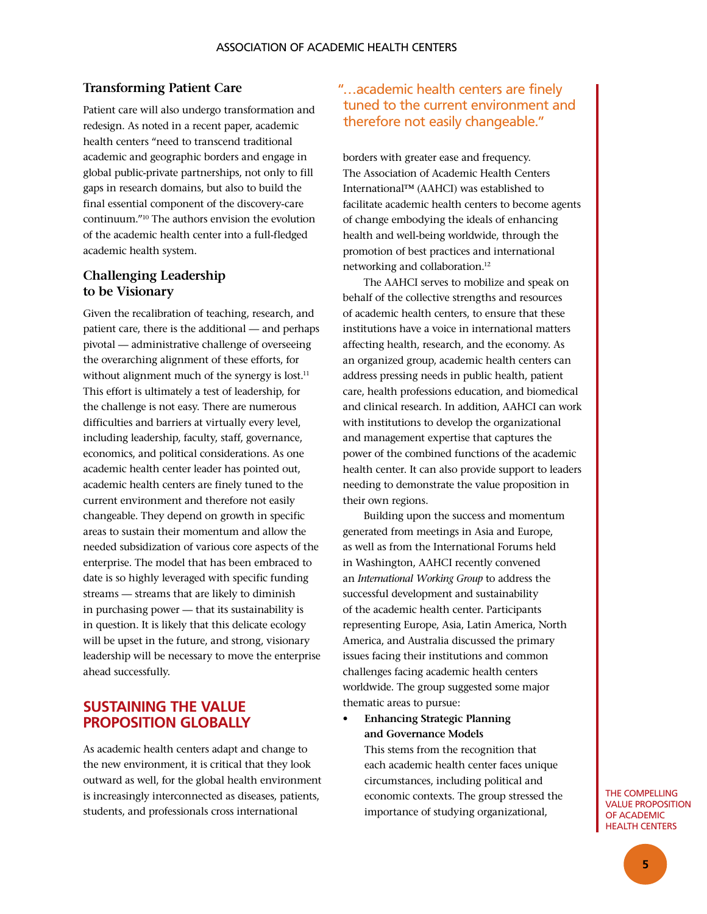### Transforming Patient Care

Patient care will also undergo transformation and redesign. As noted in a recent paper, academic health centers "need to transcend traditional academic and geographic borders and engage in global public-private partnerships, not only to fill gaps in research domains, but also to build the final essential component of the discovery-care continuum."[10] The authors envision the evolution of the academic health center into a full-fledged academic health system.

### Challenging Leadership to be Visionary

Given the recalibration of teaching, research, and patient care, there is the additional — and perhaps pivotal — administrative challenge of overseeing the overarching alignment of these efforts, for without alignment much of the synergy is lost.[11] This effort is ultimately a test of leadership, for the challenge is not easy. There are numerous difficulties and barriers at virtually every level, including leadership, faculty, staff, governance, economics, and political considerations. As one academic health center leader has pointed out, academic health centers are finely tuned to the current environment and therefore not easily changeable. They depend on growth in specific areas to sustain their momentum and allow the needed subsidization of various core aspects of the enterprise. The model that has been embraced to date is so highly leveraged with specific funding streams — streams that are likely to diminish in purchasing power — that its sustainability is in question. It is likely that this delicate ecology will be upset in the future, and strong, visionary leadership will be necessary to move the enterprise ahead successfully.

## SUSTAINING THE VALUE PROPOSITION GLOBALLY

As academic health centers adapt and change to the new environment, it is critical that they look outward as well, for the global health environment is increasingly interconnected as diseases, patients, students, and professionals cross international borders with greater ease and frequency. The Association of Academic Health Centers International™ (AAHCI) was established to facilitate academic health centers to become agents of change embodying the ideals of enhancing health and well-being worldwide, through the promotion of best practices and international networking and collaboration.[12]

> "…academic health centers are finely tuned to the current environment and therefore not easily changeable."

The AAHCI serves to mobilize and speak on behalf of the collective strengths and resources of academic health centers, to ensure that these institutions have a voice in international matters affecting health, research, and the economy. As an organized group, academic health centers can address pressing needs in public health, patient care, health professions education, and biomedical and clinical research. In addition, AAHCI can work with institutions to develop the organizational and management expertise that captures the power of the combined functions of the academic health center. It can also provide support to leaders needing to demonstrate the value proposition in their own regions.

Building upon the success and momentum generated from meetings in Asia and Europe, as well as from the International Forums held in Washington, AAHCI recently convened an *International Working Group* to address the successful development and sustainability of the academic health center. Participants representing Europe, Asia, Latin America, North America, and Australia discussed the primary issues facing their institutions and common challenges facing academic health centers worldwide. The group suggested some major thematic areas to pursue:

- **Enhancing Strategic Planning and Governance Models**
  This stems from the recognition that each academic health center faces unique circumstances, including political and economic contexts. The group stressed the importance of studying organizational,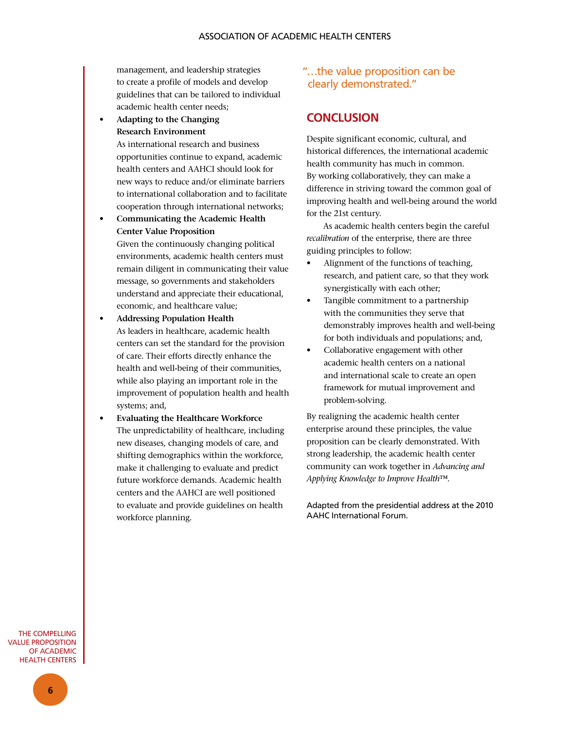management, and leadership strategies to create a profile of models and develop guidelines that can be tailored to individual academic health center needs;

- **Adapting to the Changing Research Environment**
  As international research and business opportunities continue to expand, academic health centers and AAHCI should look for new ways to reduce and/or eliminate barriers to international collaboration and to facilitate cooperation through international networks;
- **Communicating the Academic Health Center Value Proposition**
  Given the continuously changing political environments, academic health centers must remain diligent in communicating their value message, so governments and stakeholders understand and appreciate their educational, economic, and healthcare value;
- **Addressing Population Health**
  As leaders in healthcare, academic health centers can set the standard for the provision of care. Their efforts directly enhance the health and well-being of their communities, while also playing an important role in the improvement of population health and health systems; and,
- **Evaluating the Healthcare Workforce**
  The unpredictability of healthcare, including new diseases, changing models of care, and shifting demographics within the workforce, make it challenging to evaluate and predict future workforce demands. Academic health centers and the AAHCI are well positioned to evaluate and provide guidelines on health workforce planning.

"…the value proposition can be clearly demonstrated."

## CONCLUSION

Despite significant economic, cultural, and historical differences, the international academic health community has much in common. By working collaboratively, they can make a difference in striving toward the common goal of improving health and well-being around the world for the 21st century.

As academic health centers begin the careful *recalibration* of the enterprise, there are three guiding principles to follow:

- Alignment of the functions of teaching, research, and patient care, so that they work synergistically with each other;
- Tangible commitment to a partnership with the communities they serve that demonstrably improves health and well-being for both individuals and populations; and,
- Collaborative engagement with other academic health centers on a national and international scale to create an open framework for mutual improvement and problem-solving.

By realigning the academic health center enterprise around these principles, the value proposition can be clearly demonstrated. With strong leadership, the academic health center community can work together in *Advancing and Applying Knowledge to Improve Health™.*

Adapted from the presidential address at the 2010 AAHC International Forum.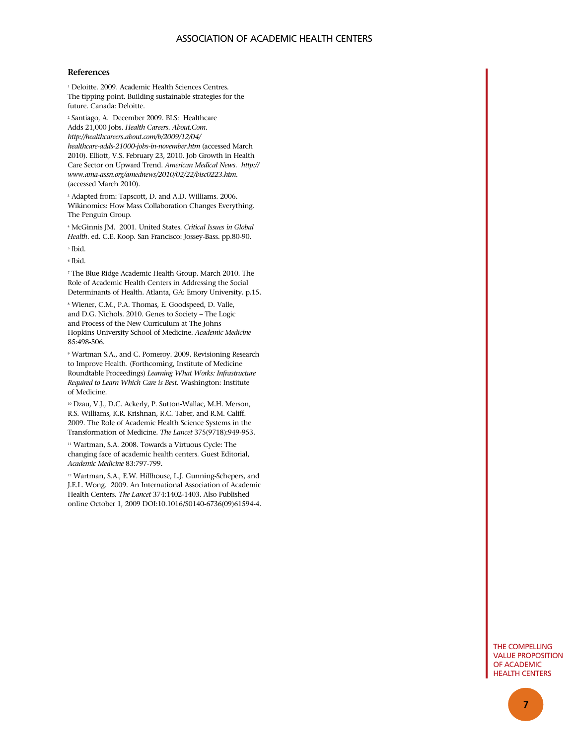## References

[1] Deloitte. 2009. Academic Health Sciences Centres. The tipping point. Building sustainable strategies for the future. Canada: Deloitte.

[2] Santiago, A. December 2009. BLS: Healthcare Adds 21,000 Jobs. *Health Careers. About.Com. http://healthcareers.about.com/b/2009/12/04/healthcare-adds-21000-jobs-in-november.htm* (accessed March 2010). Elliott, V.S. February 23, 2010. Job Growth in Health Care Sector on Upward Trend. *American Medical News. http://www.ama-assn.org/amednews/2010/02/22/bisc0223.htm.* (accessed March 2010).

[3] Adapted from: Tapscott, D. and A.D. Williams. 2006. Wikinomics: How Mass Collaboration Changes Everything. The Penguin Group.

[4] McGinnis JM. 2001. United States. *Critical Issues in Global Health*. ed. C.E. Koop. San Francisco: Jossey-Bass. pp.80-90.

[5] Ibid.

[6] Ibid.

[7] The Blue Ridge Academic Health Group. March 2010. The Role of Academic Health Centers in Addressing the Social Determinants of Health. Atlanta, GA: Emory University. p.15.

[8] Wiener, C.M., P.A. Thomas, E. Goodspeed, D. Valle, and D.G. Nichols. 2010. Genes to Society – The Logic and Process of the New Curriculum at The Johns Hopkins University School of Medicine. *Academic Medicine* 85:498-506.

[9] Wartman S.A., and C. Pomeroy. 2009. Revisioning Research to Improve Health. (Forthcoming, Institute of Medicine Roundtable Proceedings) *Learning What Works: Infrastructure Required to Learn Which Care is Best.* Washington: Institute of Medicine.

[10] Dzau, V.J., D.C. Ackerly, P. Sutton-Wallac, M.H. Merson, R.S. Williams, K.R. Krishnan, R.C. Taber, and R.M. Califf. 2009. The Role of Academic Health Science Systems in the Transformation of Medicine. *The Lancet* 375(9718):949-953.

[11] Wartman, S.A. 2008. Towards a Virtuous Cycle: The changing face of academic health centers. Guest Editorial, *Academic Medicine* 83:797-799.

[12] Wartman, S.A., E.W. Hillhouse, L.J. Gunning-Schepers, and J.E.L. Wong. 2009. An International Association of Academic Health Centers. *The Lancet* 374:1402-1403. Also Published online October 1, 2009 DOI:10.1016/S0140-6736(09)61594-4.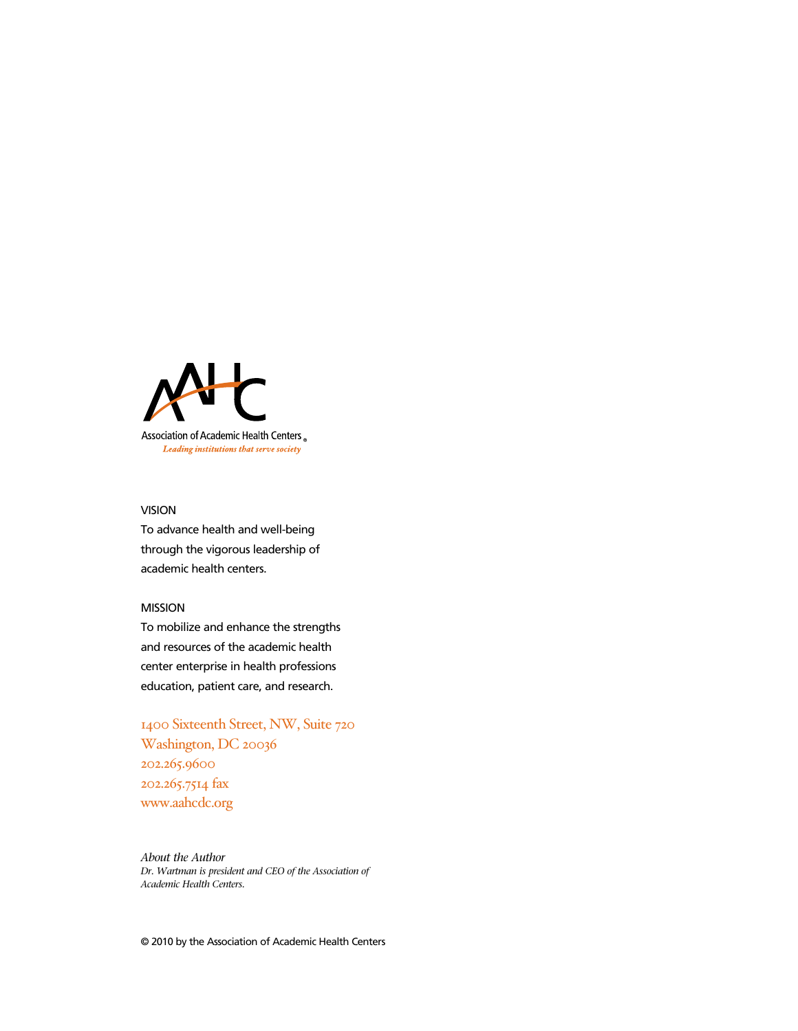Association of Academic Health Centers®

*Leading institutions that serve society*

VISION

To advance health and well-being through the vigorous leadership of academic health centers.

MISSION

To mobilize and enhance the strengths and resources of the academic health center enterprise in health professions education, patient care, and research.

1400 Sixteenth Street, NW, Suite 720
Washington, DC 20036
202.265.9600
202.265.7514 fax
www.aahcdc.org

*About the Author*
*Dr. Wartman is president and CEO of the Association of Academic Health Centers.*

© 2010 by the Association of Academic Health Centers